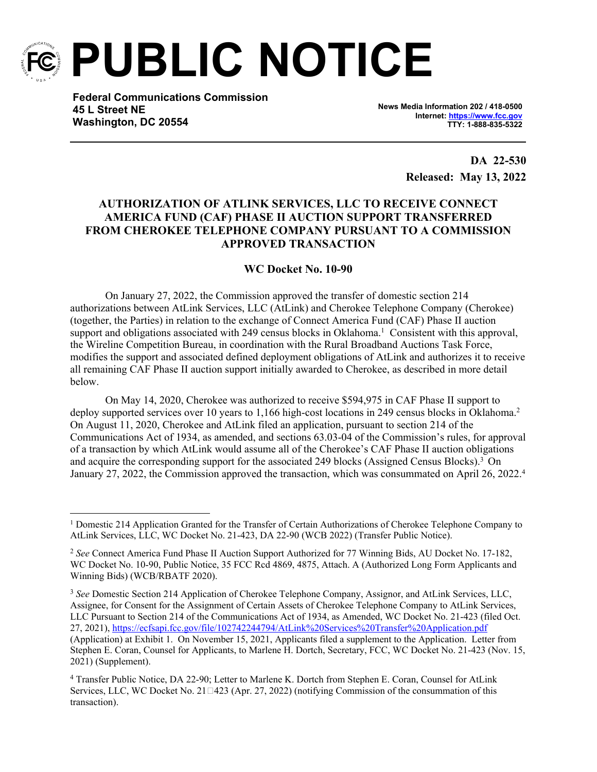# PUBLIC NOTICE

**Federal Communications Commission**
**45 L Street NE**
**Washington, DC 20554**

**News Media Information 202 / 418-0500**
**Internet: https://www.fcc.gov**
**TTY: 1-888-835-5322**

**DA 22-530**
**Released: May 13, 2022**

## AUTHORIZATION OF ATLINK SERVICES, LLC TO RECEIVE CONNECT AMERICA FUND (CAF) PHASE II AUCTION SUPPORT TRANSFERRED FROM CHEROKEE TELEPHONE COMPANY PURSUANT TO A COMMISSION APPROVED TRANSACTION

### WC Docket No. 10-90

On January 27, 2022, the Commission approved the transfer of domestic section 214 authorizations between AtLink Services, LLC (AtLink) and Cherokee Telephone Company (Cherokee) (together, the Parties) in relation to the exchange of Connect America Fund (CAF) Phase II auction support and obligations associated with 249 census blocks in Oklahoma.[1] Consistent with this approval, the Wireline Competition Bureau, in coordination with the Rural Broadband Auctions Task Force, modifies the support and associated defined deployment obligations of AtLink and authorizes it to receive all remaining CAF Phase II auction support initially awarded to Cherokee, as described in more detail below.

On May 14, 2020, Cherokee was authorized to receive $594,975 in CAF Phase II support to deploy supported services over 10 years to 1,166 high-cost locations in 249 census blocks in Oklahoma.[2] On August 11, 2020, Cherokee and AtLink filed an application, pursuant to section 214 of the Communications Act of 1934, as amended, and sections 63.03-04 of the Commission's rules, for approval of a transaction by which AtLink would assume all of the Cherokee's CAF Phase II auction obligations and acquire the corresponding support for the associated 249 blocks (Assigned Census Blocks).[3] On January 27, 2022, the Commission approved the transaction, which was consummated on April 26, 2022.[4]

---

[1] Domestic 214 Application Granted for the Transfer of Certain Authorizations of Cherokee Telephone Company to AtLink Services, LLC, WC Docket No. 21-423, DA 22-90 (WCB 2022) (Transfer Public Notice).

[2] *See* Connect America Fund Phase II Auction Support Authorized for 77 Winning Bids, AU Docket No. 17-182, WC Docket No. 10-90, Public Notice, 35 FCC Rcd 4869, 4875, Attach. A (Authorized Long Form Applicants and Winning Bids) (WCB/RBATF 2020).

[3] *See* Domestic Section 214 Application of Cherokee Telephone Company, Assignor, and AtLink Services, LLC, Assignee, for Consent for the Assignment of Certain Assets of Cherokee Telephone Company to AtLink Services, LLC Pursuant to Section 214 of the Communications Act of 1934, as Amended, WC Docket No. 21-423 (filed Oct. 27, 2021), https://ecfsapi.fcc.gov/file/102742244794/AtLink%20Services%20Transfer%20Application.pdf (Application) at Exhibit 1. On November 15, 2021, Applicants filed a supplement to the Application. Letter from Stephen E. Coran, Counsel for Applicants, to Marlene H. Dortch, Secretary, FCC, WC Docket No. 21-423 (Nov. 15, 2021) (Supplement).

[4] Transfer Public Notice, DA 22-90; Letter to Marlene K. Dortch from Stephen E. Coran, Counsel for AtLink Services, LLC, WC Docket No. 21-423 (Apr. 27, 2022) (notifying Commission of the consummation of this transaction).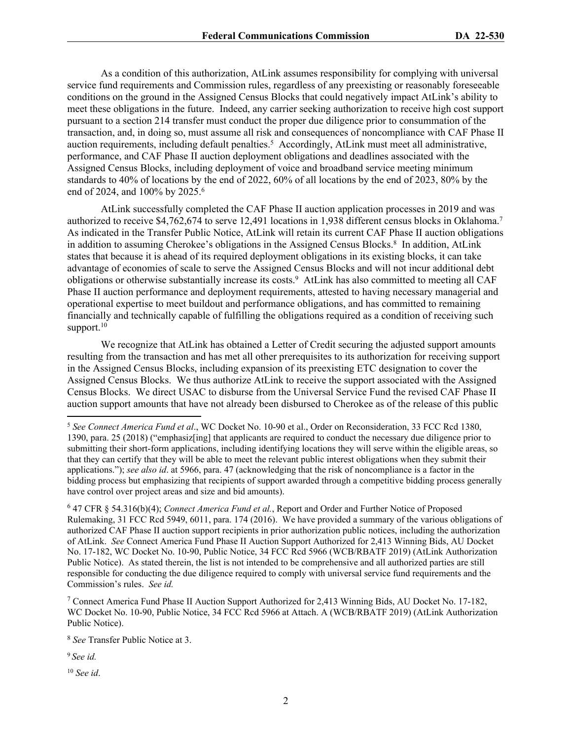As a condition of this authorization, AtLink assumes responsibility for complying with universal service fund requirements and Commission rules, regardless of any preexisting or reasonably foreseeable conditions on the ground in the Assigned Census Blocks that could negatively impact AtLink's ability to meet these obligations in the future. Indeed, any carrier seeking authorization to receive high cost support pursuant to a section 214 transfer must conduct the proper due diligence prior to consummation of the transaction, and, in doing so, must assume all risk and consequences of noncompliance with CAF Phase II auction requirements, including default penalties.[5] Accordingly, AtLink must meet all administrative, performance, and CAF Phase II auction deployment obligations and deadlines associated with the Assigned Census Blocks, including deployment of voice and broadband service meeting minimum standards to 40% of locations by the end of 2022, 60% of all locations by the end of 2023, 80% by the end of 2024, and 100% by 2025.[6]

AtLink successfully completed the CAF Phase II auction application processes in 2019 and was authorized to receive $4,762,674 to serve 12,491 locations in 1,938 different census blocks in Oklahoma.[7] As indicated in the Transfer Public Notice, AtLink will retain its current CAF Phase II auction obligations in addition to assuming Cherokee's obligations in the Assigned Census Blocks.[8] In addition, AtLink states that because it is ahead of its required deployment obligations in its existing blocks, it can take advantage of economies of scale to serve the Assigned Census Blocks and will not incur additional debt obligations or otherwise substantially increase its costs.[9] AtLink has also committed to meeting all CAF Phase II auction performance and deployment requirements, attested to having necessary managerial and operational expertise to meet buildout and performance obligations, and has committed to remaining financially and technically capable of fulfilling the obligations required as a condition of receiving such support.[10]

We recognize that AtLink has obtained a Letter of Credit securing the adjusted support amounts resulting from the transaction and has met all other prerequisites to its authorization for receiving support in the Assigned Census Blocks, including expansion of its preexisting ETC designation to cover the Assigned Census Blocks. We thus authorize AtLink to receive the support associated with the Assigned Census Blocks. We direct USAC to disburse from the Universal Service Fund the revised CAF Phase II auction support amounts that have not already been disbursed to Cherokee as of the release of this public

---

[5] *See Connect America Fund et al*., WC Docket No. 10-90 et al., Order on Reconsideration, 33 FCC Rcd 1380, 1390, para. 25 (2018) ("emphasiz[ing] that applicants are required to conduct the necessary due diligence prior to submitting their short-form applications, including identifying locations they will serve within the eligible areas, so that they can certify that they will be able to meet the relevant public interest obligations when they submit their applications."); *see also id*. at 5966, para. 47 (acknowledging that the risk of noncompliance is a factor in the bidding process but emphasizing that recipients of support awarded through a competitive bidding process generally have control over project areas and size and bid amounts).

[6] 47 CFR § 54.316(b)(4); *Connect America Fund et al.*, Report and Order and Further Notice of Proposed Rulemaking, 31 FCC Rcd 5949, 6011, para. 174 (2016). We have provided a summary of the various obligations of authorized CAF Phase II auction support recipients in prior authorization public notices, including the authorization of AtLink. *See* Connect America Fund Phase II Auction Support Authorized for 2,413 Winning Bids, AU Docket No. 17-182, WC Docket No. 10-90, Public Notice, 34 FCC Rcd 5966 (WCB/RBATF 2019) (AtLink Authorization Public Notice). As stated therein, the list is not intended to be comprehensive and all authorized parties are still responsible for conducting the due diligence required to comply with universal service fund requirements and the Commission's rules. *See id.*

[7] Connect America Fund Phase II Auction Support Authorized for 2,413 Winning Bids, AU Docket No. 17-182, WC Docket No. 10-90, Public Notice, 34 FCC Rcd 5966 at Attach. A (WCB/RBATF 2019) (AtLink Authorization Public Notice).

[8] *See* Transfer Public Notice at 3.

[9] *See id.*

[10] *See id*.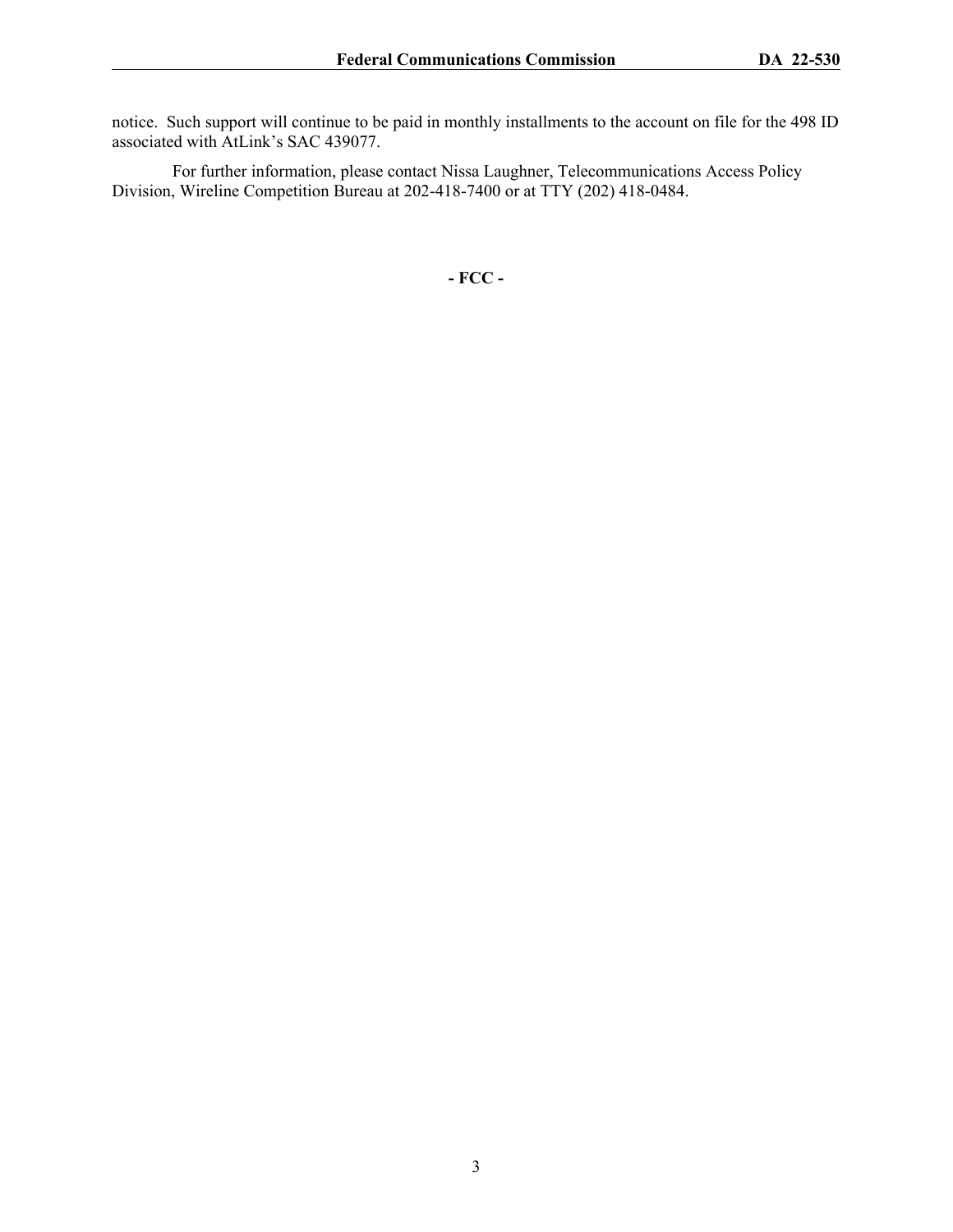notice. Such support will continue to be paid in monthly installments to the account on file for the 498 ID associated with AtLink's SAC 439077.

For further information, please contact Nissa Laughner, Telecommunications Access Policy Division, Wireline Competition Bureau at 202-418-7400 or at TTY (202) 418-0484.

**- FCC -**